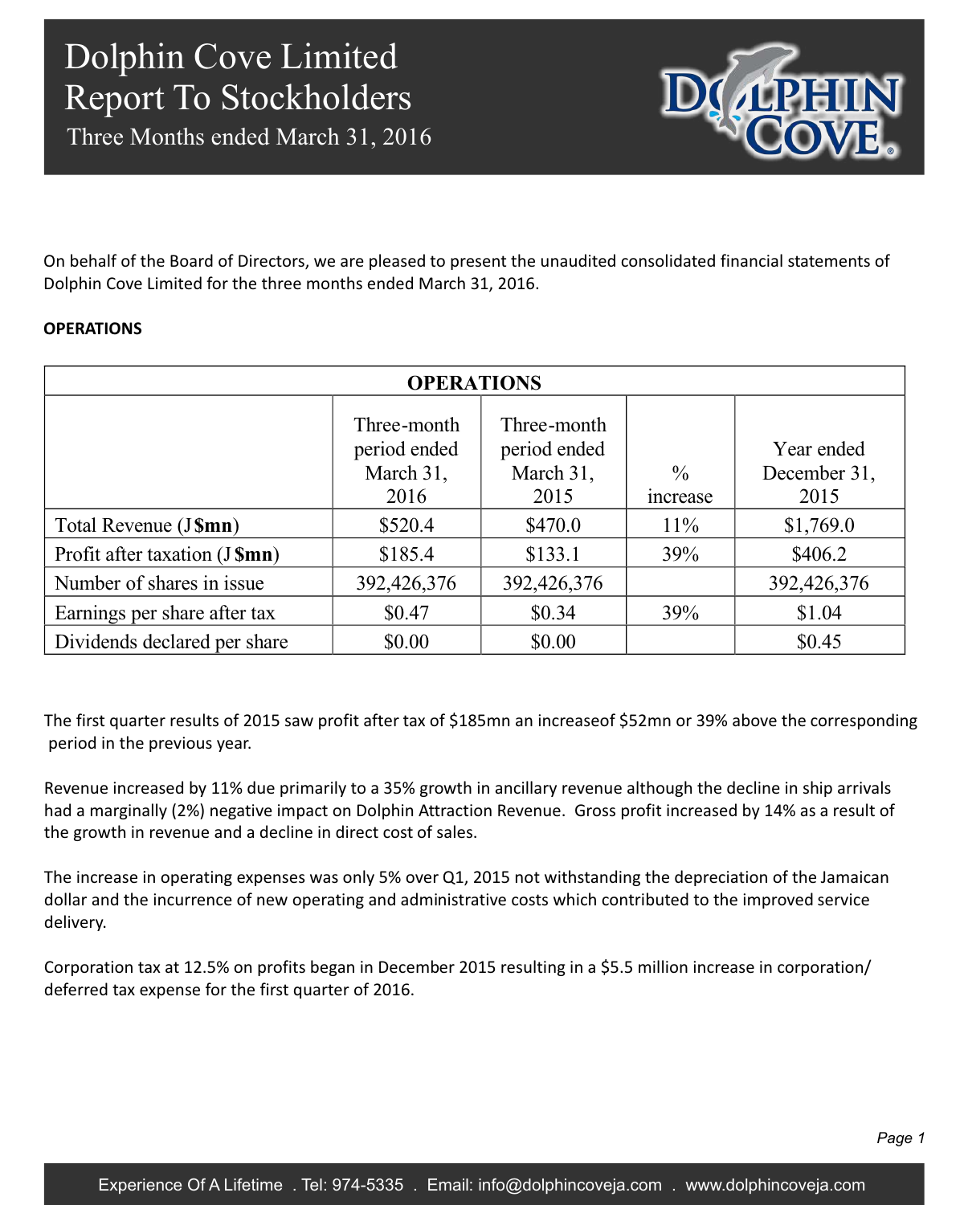# Dolphin Cove Limited
## Report To Stockholders
### Three Months ended March 31, 2016

On behalf of the Board of Directors, we are pleased to present the unaudited consolidated financial statements of Dolphin Cove Limited for the three months ended March 31, 2016.

**OPERATIONS**

| OPERATIONS | | | | |
|---|---|---|---|---|
| | Three-month period ended March 31, 2016 | Three-month period ended March 31, 2015 | % increase | Year ended December 31, 2015 |
| Total Revenue (J **$mn**) | $520.4 | $470.0 | 11% | $1,769.0 |
| Profit after taxation (J **$mn**) | $185.4 | $133.1 | 39% | $406.2 |
| Number of shares in issue | 392,426,376 | 392,426,376 | | 392,426,376 |
| Earnings per share after tax | $0.47 | $0.34 | 39% | $1.04 |
| Dividends declared per share | $0.00 | $0.00 | | $0.45 |

The first quarter results of 2015 saw profit after tax of $185mn an increaseof $52mn or 39% above the corresponding period in the previous year.

Revenue increased by 11% due primarily to a 35% growth in ancillary revenue although the decline in ship arrivals had a marginally (2%) negative impact on Dolphin Attraction Revenue. Gross profit increased by 14% as a result of the growth in revenue and a decline in direct cost of sales.

The increase in operating expenses was only 5% over Q1, 2015 not withstanding the depreciation of the Jamaican dollar and the incurrence of new operating and administrative costs which contributed to the improved service delivery.

Corporation tax at 12.5% on profits began in December 2015 resulting in a $5.5 million increase in corporation/deferred tax expense for the first quarter of 2016.

Experience Of A Lifetime . Tel: 974-5335 . Email: info@dolphincoveja.com . www.dolphincoveja.com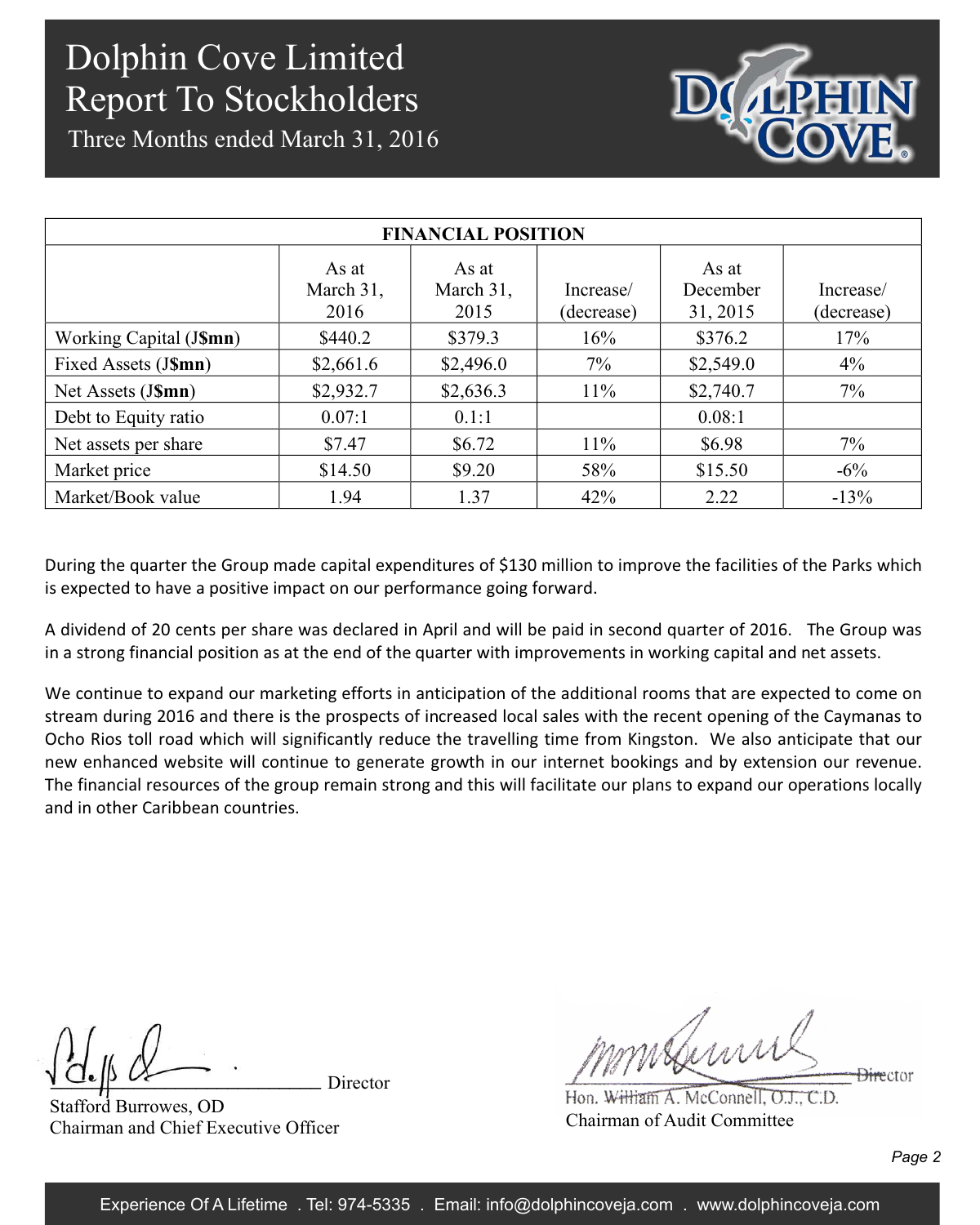# Dolphin Cove Limited
# Report To Stockholders
## Three Months ended March 31, 2016

| FINANCIAL POSITION | | | | | |
|---|---|---|---|---|---|
| | As at March 31, 2016 | As at March 31, 2015 | Increase/ (decrease) | As at December 31, 2015 | Increase/ (decrease) |
| Working Capital (J$mn) | $440.2 | $379.3 | 16% | $376.2 | 17% |
| Fixed Assets (J$mn) | $2,661.6 | $2,496.0 | 7% | $2,549.0 | 4% |
| Net Assets (J$mn) | $2,932.7 | $2,636.3 | 11% | $2,740.7 | 7% |
| Debt to Equity ratio | 0.07:1 | 0.1:1 | | 0.08:1 | |
| Net assets per share | $7.47 | $6.72 | 11% | $6.98 | 7% |
| Market price | $14.50 | $9.20 | 58% | $15.50 | -6% |
| Market/Book value | 1.94 | 1.37 | 42% | 2.22 | -13% |

During the quarter the Group made capital expenditures of $130 million to improve the facilities of the Parks which is expected to have a positive impact on our performance going forward.

A dividend of 20 cents per share was declared in April and will be paid in second quarter of 2016. The Group was in a strong financial position as at the end of the quarter with improvements in working capital and net assets.

We continue to expand our marketing efforts in anticipation of the additional rooms that are expected to come on stream during 2016 and there is the prospects of increased local sales with the recent opening of the Caymanas to Ocho Rios toll road which will significantly reduce the travelling time from Kingston. We also anticipate that our new enhanced website will continue to generate growth in our internet bookings and by extension our revenue. The financial resources of the group remain strong and this will facilitate our plans to expand our operations locally and in other Caribbean countries.

Director
Stafford Burrowes, OD
Chairman and Chief Executive Officer

Director
Hon. William A. McConnell, O.J., C.D.
Chairman of Audit Committee

Experience Of A Lifetime . Tel: 974-5335 . Email: info@dolphincoveja.com . www.dolphincoveja.com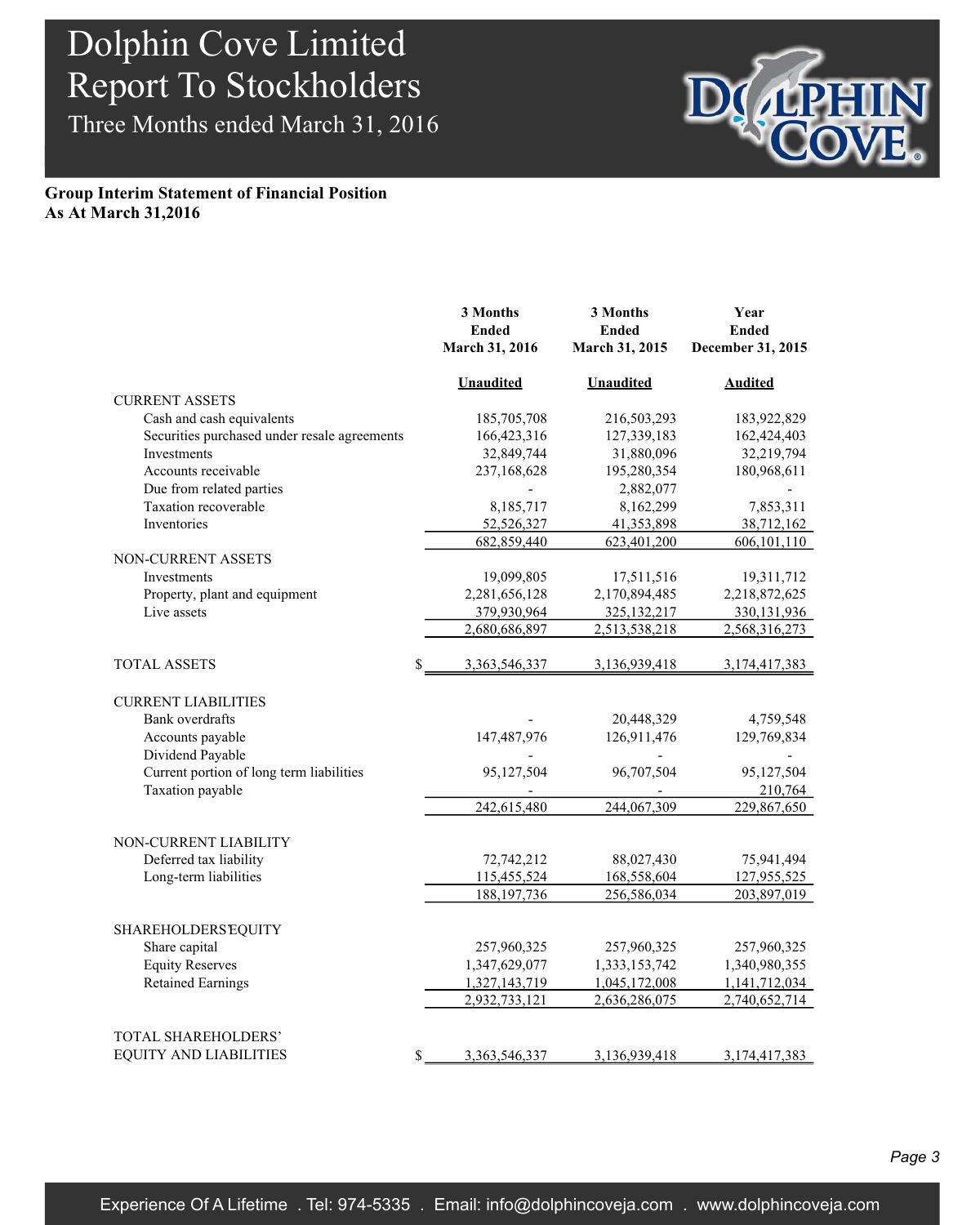# Dolphin Cove Limited
# Report To Stockholders
## Three Months ended March 31, 2016

**Group Interim Statement of Financial Position**
**As At March 31,2016**

| | 3 Months Ended March 31, 2016 | 3 Months Ended March 31, 2015 | Year Ended December 31, 2015 |
|---|---|---|---|
| | **Unaudited** | **Unaudited** | **Audited** |
| CURRENT ASSETS | | | |
| Cash and cash equivalents | 185,705,708 | 216,503,293 | 183,922,829 |
| Securities purchased under resale agreements | 166,423,316 | 127,339,183 | 162,424,403 |
| Investments | 32,849,744 | 31,880,096 | 32,219,794 |
| Accounts receivable | 237,168,628 | 195,280,354 | 180,968,611 |
| Due from related parties | - | 2,882,077 | - |
| Taxation recoverable | 8,185,717 | 8,162,299 | 7,853,311 |
| Inventories | 52,526,327 | 41,353,898 | 38,712,162 |
| | 682,859,440 | 623,401,200 | 606,101,110 |
| NON-CURRENT ASSETS | | | |
| Investments | 19,099,805 | 17,511,516 | 19,311,712 |
| Property, plant and equipment | 2,281,656,128 | 2,170,894,485 | 2,218,872,625 |
| Live assets | 379,930,964 | 325,132,217 | 330,131,936 |
| | 2,680,686,897 | 2,513,538,218 | 2,568,316,273 |
| TOTAL ASSETS | $ 3,363,546,337 | 3,136,939,418 | 3,174,417,383 |
| CURRENT LIABILITIES | | | |
| Bank overdrafts | - | 20,448,329 | 4,759,548 |
| Accounts payable | 147,487,976 | 126,911,476 | 129,769,834 |
| Dividend Payable | - | - | - |
| Current portion of long term liabilities | 95,127,504 | 96,707,504 | 95,127,504 |
| Taxation payable | - | - | 210,764 |
| | 242,615,480 | 244,067,309 | 229,867,650 |
| NON-CURRENT LIABILITY | | | |
| Deferred tax liability | 72,742,212 | 88,027,430 | 75,941,494 |
| Long-term liabilities | 115,455,524 | 168,558,604 | 127,955,525 |
| | 188,197,736 | 256,586,034 | 203,897,019 |
| SHAREHOLDERS' EQUITY | | | |
| Share capital | 257,960,325 | 257,960,325 | 257,960,325 |
| Equity Reserves | 1,347,629,077 | 1,333,153,742 | 1,340,980,355 |
| Retained Earnings | 1,327,143,719 | 1,045,172,008 | 1,141,712,034 |
| | 2,932,733,121 | 2,636,286,075 | 2,740,652,714 |
| TOTAL SHAREHOLDERS' EQUITY AND LIABILITIES | $ 3,363,546,337 | 3,136,939,418 | 3,174,417,383 |

Experience Of A Lifetime . Tel: 974-5335 . Email: info@dolphincoveja.com . www.dolphincoveja.com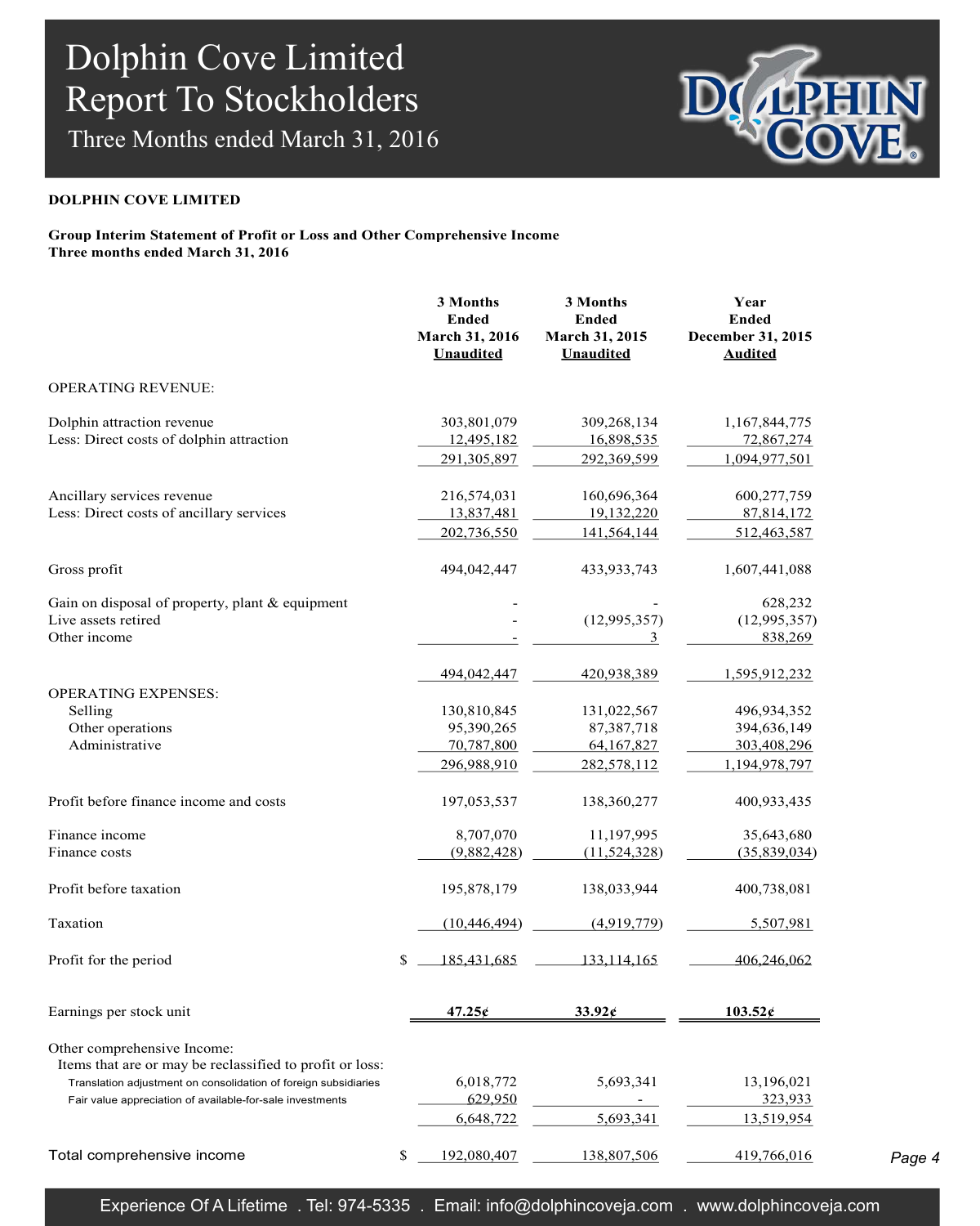# Dolphin Cove Limited
## Report To Stockholders
### Three Months ended March 31, 2016

**DOLPHIN COVE LIMITED**

**Group Interim Statement of Profit or Loss and Other Comprehensive Income**
**Three months ended March 31, 2016**

| | 3 Months Ended March 31, 2016 Unaudited | 3 Months Ended March 31, 2015 Unaudited | Year Ended December 31, 2015 Audited |
|---|---|---|---|
| OPERATING REVENUE: | | | |
| Dolphin attraction revenue | 303,801,079 | 309,268,134 | 1,167,844,775 |
| Less: Direct costs of dolphin attraction | 12,495,182 | 16,898,535 | 72,867,274 |
| | 291,305,897 | 292,369,599 | 1,094,977,501 |
| Ancillary services revenue | 216,574,031 | 160,696,364 | 600,277,759 |
| Less: Direct costs of ancillary services | 13,837,481 | 19,132,220 | 87,814,172 |
| | 202,736,550 | 141,564,144 | 512,463,587 |
| Gross profit | 494,042,447 | 433,933,743 | 1,607,441,088 |
| Gain on disposal of property, plant & equipment | - | - | 628,232 |
| Live assets retired | - | (12,995,357) | (12,995,357) |
| Other income | - | 3 | 838,269 |
| | 494,042,447 | 420,938,389 | 1,595,912,232 |
| OPERATING EXPENSES: | | | |
| Selling | 130,810,845 | 131,022,567 | 496,934,352 |
| Other operations | 95,390,265 | 87,387,718 | 394,636,149 |
| Administrative | 70,787,800 | 64,167,827 | 303,408,296 |
| | 296,988,910 | 282,578,112 | 1,194,978,797 |
| Profit before finance income and costs | 197,053,537 | 138,360,277 | 400,933,435 |
| Finance income | 8,707,070 | 11,197,995 | 35,643,680 |
| Finance costs | (9,882,428) | (11,524,328) | (35,839,034) |
| Profit before taxation | 195,878,179 | 138,033,944 | 400,738,081 |
| Taxation | (10,446,494) | (4,919,779) | 5,507,981 |
| Profit for the period | $ 185,431,685 | 133,114,165 | 406,246,062 |
| Earnings per stock unit | **47.25¢** | **33.92¢** | **103.52¢** |
| Other comprehensive Income: | | | |
| Items that are or may be reclassified to profit or loss: | | | |
| Translation adjustment on consolidation of foreign subsidiaries | 6,018,772 | 5,693,341 | 13,196,021 |
| Fair value appreciation of available-for-sale investments | 629,950 | - | 323,933 |
| | 6,648,722 | 5,693,341 | 13,519,954 |
| Total comprehensive income | $ 192,080,407 | 138,807,506 | 419,766,016 |

Experience Of A Lifetime . Tel: 974-5335 . Email: info@dolphincoveja.com . www.dolphincoveja.com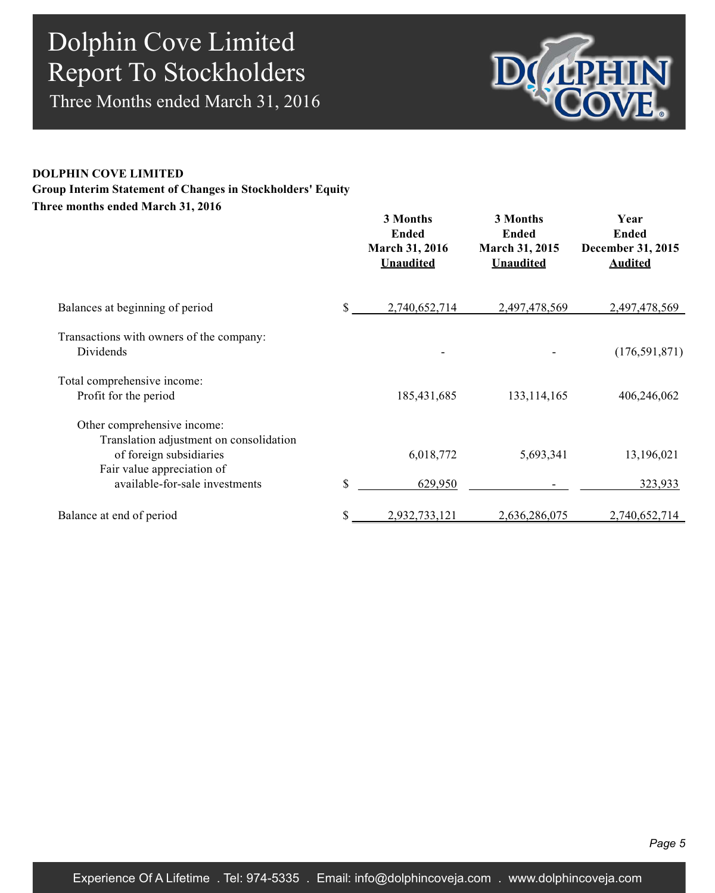# Dolphin Cove Limited
## Report To Stockholders
### Three Months ended March 31, 2016

**DOLPHIN COVE LIMITED**

**Group Interim Statement of Changes in Stockholders' Equity**

**Three months ended March 31, 2016**

| | | 3 Months Ended March 31, 2016 Unaudited | 3 Months Ended March 31, 2015 Unaudited | Year Ended December 31, 2015 Audited |
|---|---|---|---|---|
| Balances at beginning of period | $ | 2,740,652,714 | 2,497,478,569 | 2,497,478,569 |
| Transactions with owners of the company: | | | | |
| Dividends | | - | - | (176,591,871) |
| Total comprehensive income: | | | | |
| Profit for the period | | 185,431,685 | 133,114,165 | 406,246,062 |
| Other comprehensive income: | | | | |
| Translation adjustment on consolidation of foreign subsidiaries | | 6,018,772 | 5,693,341 | 13,196,021 |
| Fair value appreciation of available-for-sale investments | $ | 629,950 | - | 323,933 |
| Balance at end of period | $ | 2,932,733,121 | 2,636,286,075 | 2,740,652,714 |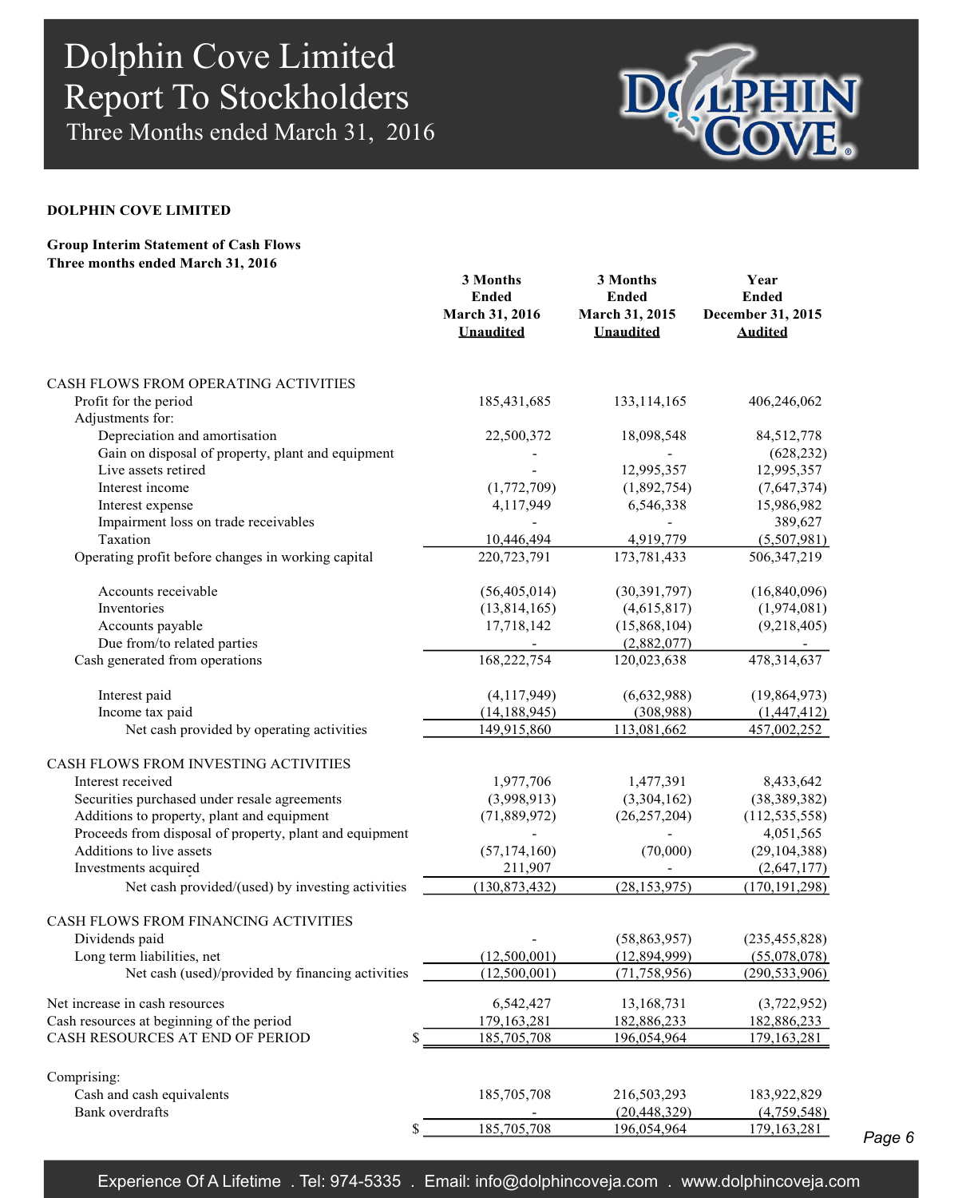# Dolphin Cove Limited
## Report To Stockholders
### Three Months ended March 31, 2016

**DOLPHIN COVE LIMITED**

**Group Interim Statement of Cash Flows**
**Three months ended March 31, 2016**

| | 3 Months Ended March 31, 2016 Unaudited | 3 Months Ended March 31, 2015 Unaudited | Year Ended December 31, 2015 Audited |
|---|---|---|---|
| CASH FLOWS FROM OPERATING ACTIVITIES | | | |
| Profit for the period | 185,431,685 | 133,114,165 | 406,246,062 |
| Adjustments for: | | | |
| Depreciation and amortisation | 22,500,372 | 18,098,548 | 84,512,778 |
| Gain on disposal of property, plant and equipment | - | - | (628,232) |
| Live assets retired | - | 12,995,357 | 12,995,357 |
| Interest income | (1,772,709) | (1,892,754) | (7,647,374) |
| Interest expense | 4,117,949 | 6,546,338 | 15,986,982 |
| Impairment loss on trade receivables | - | - | 389,627 |
| Taxation | 10,446,494 | 4,919,779 | (5,507,981) |
| Operating profit before changes in working capital | 220,723,791 | 173,781,433 | 506,347,219 |
| Accounts receivable | (56,405,014) | (30,391,797) | (16,840,096) |
| Inventories | (13,814,165) | (4,615,817) | (1,974,081) |
| Accounts payable | 17,718,142 | (15,868,104) | (9,218,405) |
| Due from/to related parties | - | (2,882,077) | - |
| Cash generated from operations | 168,222,754 | 120,023,638 | 478,314,637 |
| Interest paid | (4,117,949) | (6,632,988) | (19,864,973) |
| Income tax paid | (14,188,945) | (308,988) | (1,447,412) |
| Net cash provided by operating activities | 149,915,860 | 113,081,662 | 457,002,252 |
| CASH FLOWS FROM INVESTING ACTIVITIES | | | |
| Interest received | 1,977,706 | 1,477,391 | 8,433,642 |
| Securities purchased under resale agreements | (3,998,913) | (3,304,162) | (38,389,382) |
| Additions to property, plant and equipment | (71,889,972) | (26,257,204) | (112,535,558) |
| Proceeds from disposal of property, plant and equipment | - | - | 4,051,565 |
| Additions to live assets | (57,174,160) | (70,000) | (29,104,388) |
| Investments acquired | 211,907 | - | (2,647,177) |
| Net cash provided/(used) by investing activities | (130,873,432) | (28,153,975) | (170,191,298) |
| CASH FLOWS FROM FINANCING ACTIVITIES | | | |
| Dividends paid | - | (58,863,957) | (235,455,828) |
| Long term liabilities, net | (12,500,001) | (12,894,999) | (55,078,078) |
| Net cash (used)/provided by financing activities | (12,500,001) | (71,758,956) | (290,533,906) |
| Net increase in cash resources | 6,542,427 | 13,168,731 | (3,722,952) |
| Cash resources at beginning of the period | 179,163,281 | 182,886,233 | 182,886,233 |
| CASH RESOURCES AT END OF PERIOD | $ 185,705,708 | 196,054,964 | 179,163,281 |
| Comprising: | | | |
| Cash and cash equivalents | 185,705,708 | 216,503,293 | 183,922,829 |
| Bank overdrafts | - | (20,448,329) | (4,759,548) |
| | $ 185,705,708 | 196,054,964 | 179,163,281 |

Experience Of A Lifetime . Tel: 974-5335 . Email: info@dolphincoveja.com . www.dolphincoveja.com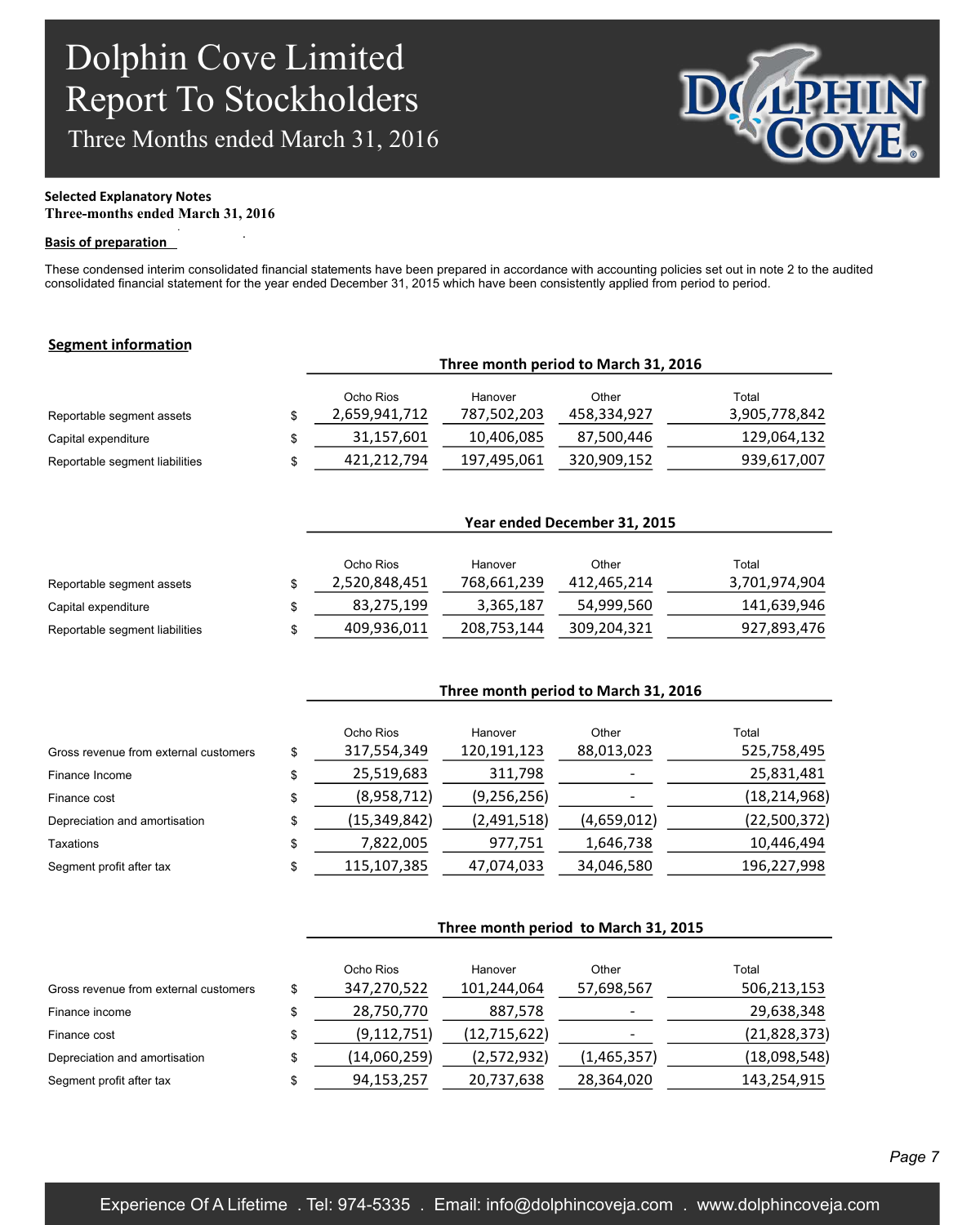**Selected Explanatory Notes**
**Three-months ended March 31, 2016**

**Basis of preparation**

These condensed interim consolidated financial statements have been prepared in accordance with accounting policies set out in note 2 to the audited consolidated financial statement for the year ended December 31, 2015 which have been consistently applied from period to period.

## Segment information

| | | Three month period to March 31, 2016 | | | |
|---|---|---|---|---|---|
| | | Ocho Rios | Hanover | Other | Total |
| Reportable segment assets | $ | 2,659,941,712 | 787,502,203 | 458,334,927 | 3,905,778,842 |
| Capital expenditure | $ | 31,157,601 | 10,406,085 | 87,500,446 | 129,064,132 |
| Reportable segment liabilities | $ | 421,212,794 | 197,495,061 | 320,909,152 | 939,617,007 |

| | | Year ended December 31, 2015 | | | |
|---|---|---|---|---|---|
| | | Ocho Rios | Hanover | Other | Total |
| Reportable segment assets | $ | 2,520,848,451 | 768,661,239 | 412,465,214 | 3,701,974,904 |
| Capital expenditure | $ | 83,275,199 | 3,365,187 | 54,999,560 | 141,639,946 |
| Reportable segment liabilities | $ | 409,936,011 | 208,753,144 | 309,204,321 | 927,893,476 |

| | | Three month period to March 31, 2016 | | | |
|---|---|---|---|---|---|
| | | Ocho Rios | Hanover | Other | Total |
| Gross revenue from external customers | $ | 317,554,349 | 120,191,123 | 88,013,023 | 525,758,495 |
| Finance Income | $ | 25,519,683 | 311,798 | - | 25,831,481 |
| Finance cost | $ | (8,958,712) | (9,256,256) | - | (18,214,968) |
| Depreciation and amortisation | $ | (15,349,842) | (2,491,518) | (4,659,012) | (22,500,372) |
| Taxations | $ | 7,822,005 | 977,751 | 1,646,738 | 10,446,494 |
| Segment profit after tax | $ | 115,107,385 | 47,074,033 | 34,046,580 | 196,227,998 |

| | | Three month period to March 31, 2015 | | | |
|---|---|---|---|---|---|
| | | Ocho Rios | Hanover | Other | Total |
| Gross revenue from external customers | $ | 347,270,522 | 101,244,064 | 57,698,567 | 506,213,153 |
| Finance income | $ | 28,750,770 | 887,578 | - | 29,638,348 |
| Finance cost | $ | (9,112,751) | (12,715,622) | - | (21,828,373) |
| Depreciation and amortisation | $ | (14,060,259) | (2,572,932) | (1,465,357) | (18,098,548) |
| Segment profit after tax | $ | 94,153,257 | 20,737,638 | 28,364,020 | 143,254,915 |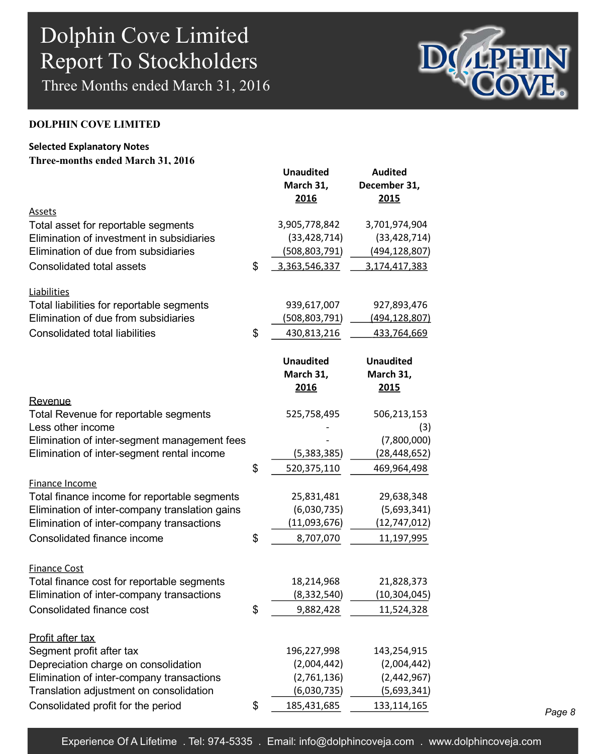**DOLPHIN COVE LIMITED**

**Selected Explanatory Notes**

**Three-months ended March 31, 2016**

| | | Unaudited March 31, 2016 | Audited December 31, 2015 |
|---|---|---|---|
| Assets | | | |
| Total asset for reportable segments | | 3,905,778,842 | 3,701,974,904 |
| Elimination of investment in subsidiaries | | (33,428,714) | (33,428,714) |
| Elimination of due from subsidiaries | | (508,803,791) | (494,128,807) |
| Consolidated total assets | $ | 3,363,546,337 | 3,174,417,383 |
| Liabilities | | | |
| Total liabilities for reportable segments | | 939,617,007 | 927,893,476 |
| Elimination of due from subsidiaries | | (508,803,791) | (494,128,807) |
| Consolidated total liabilities | $ | 430,813,216 | 433,764,669 |

| | | Unaudited March 31, 2016 | Unaudited March 31, 2015 |
|---|---|---|---|
| Revenue | | | |
| Total Revenue for reportable segments | | 525,758,495 | 506,213,153 |
| Less other income | | - | (3) |
| Elimination of inter-segment management fees | | - | (7,800,000) |
| Elimination of inter-segment rental income | | (5,383,385) | (28,448,652) |
| | $ | 520,375,110 | 469,964,498 |
| Finance Income | | | |
| Total finance income for reportable segments | | 25,831,481 | 29,638,348 |
| Elimination of inter-company translation gains | | (6,030,735) | (5,693,341) |
| Elimination of inter-company transactions | | (11,093,676) | (12,747,012) |
| Consolidated finance income | $ | 8,707,070 | 11,197,995 |
| Finance Cost | | | |
| Total finance cost for reportable segments | | 18,214,968 | 21,828,373 |
| Elimination of inter-company transactions | | (8,332,540) | (10,304,045) |
| Consolidated finance cost | $ | 9,882,428 | 11,524,328 |
| Profit after tax | | | |
| Segment profit after tax | | 196,227,998 | 143,254,915 |
| Depreciation charge on consolidation | | (2,004,442) | (2,004,442) |
| Elimination of inter-company transactions | | (2,761,136) | (2,442,967) |
| Translation adjustment on consolidation | | (6,030,735) | (5,693,341) |
| Consolidated profit for the period | $ | 185,431,685 | 133,114,165 |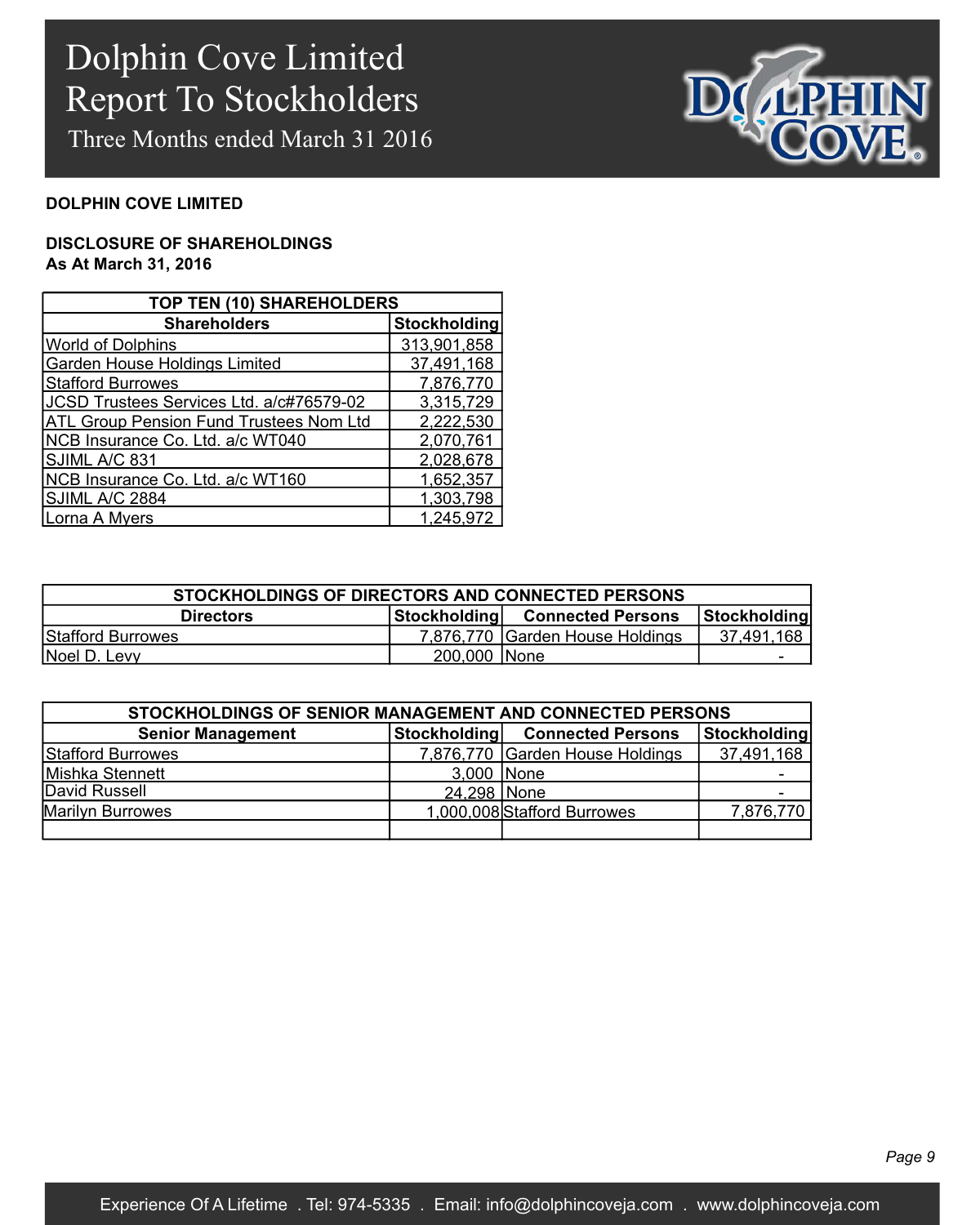**DOLPHIN COVE LIMITED**

**DISCLOSURE OF SHAREHOLDINGS**
**As At March 31, 2016**

| TOP TEN (10) SHAREHOLDERS | |
|---|---|
| **Shareholders** | **Stockholding** |
| World of Dolphins | 313,901,858 |
| Garden House Holdings Limited | 37,491,168 |
| Stafford Burrowes | 7,876,770 |
| JCSD Trustees Services Ltd. a/c#76579-02 | 3,315,729 |
| ATL Group Pension Fund Trustees Nom Ltd | 2,222,530 |
| NCB Insurance Co. Ltd. a/c WT040 | 2,070,761 |
| SJIML A/C 831 | 2,028,678 |
| NCB Insurance Co. Ltd. a/c WT160 | 1,652,357 |
| SJIML A/C 2884 | 1,303,798 |
| Lorna A Myers | 1,245,972 |

| STOCKHOLDINGS OF DIRECTORS AND CONNECTED PERSONS | | | |
|---|---|---|---|
| **Directors** | **Stockholding** | **Connected Persons** | **Stockholding** |
| Stafford Burrowes | 7,876,770 | Garden House Holdings | 37,491,168 |
| Noel D. Levy | 200,000 | None | - |

| STOCKHOLDINGS OF SENIOR MANAGEMENT AND CONNECTED PERSONS | | | |
|---|---|---|---|
| **Senior Management** | **Stockholding** | **Connected Persons** | **Stockholding** |
| Stafford Burrowes | 7,876,770 | Garden House Holdings | 37,491,168 |
| Mishka Stennett | 3,000 | None | - |
| David Russell | 24,298 | None | - |
| Marilyn Burrowes | 1,000,008 | Stafford Burrowes | 7,876,770 |
| | | | |